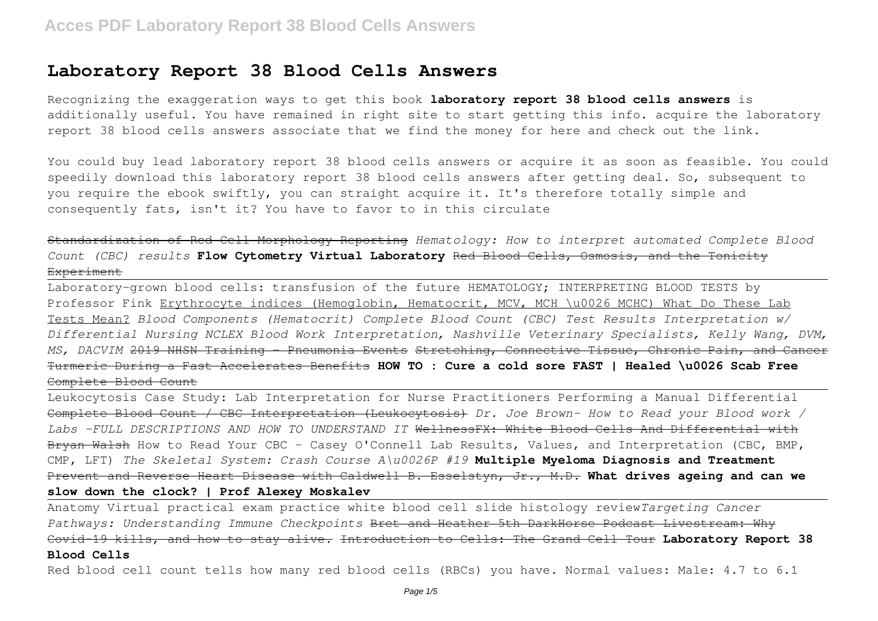# Laboratory Report 38 Blood Cells Answers

Recognizing the exaggeration ways to get this book **laboratory report 38 blood cells answers** is additionally useful. You have remained in right site to start getting this info. acquire the laboratory report 38 blood cells answers associate that we find the money for here and check out the link.

You could buy lead laboratory report 38 blood cells answers or acquire it as soon as feasible. You could speedily download this laboratory report 38 blood cells answers after getting deal. So, subsequent to you require the ebook swiftly, you can straight acquire it. It's therefore totally simple and consequently fats, isn't it? You have to favor to in this circulate

~~Standardization of Red Cell Morphology Reporting~~ *Hematology: How to interpret automated Complete Blood Count (CBC) results* **Flow Cytometry Virtual Laboratory** ~~Red Blood Cells, Osmosis, and the Tonicity Experiment~~

Laboratory-grown blood cells: transfusion of the future HEMATOLOGY; INTERPRETING BLOOD TESTS by Professor Fink Erythrocyte indices (Hemoglobin, Hematocrit, MCV, MCH & MCHC) What Do These Lab Tests Mean? *Blood Components (Hematocrit) Complete Blood Count (CBC) Test Results Interpretation w/ Differential Nursing NCLEX Blood Work Interpretation, Nashville Veterinary Specialists, Kelly Wang, DVM, MS, DACVIM* ~~2019 NHSN Training - Pneumonia Events Stretching, Connective Tissue, Chronic Pain, and Cancer Turmeric During a Fast Accelerates Benefits~~ **HOW TO : Cure a cold sore FAST | Healed & Scab Free** ~~Complete Blood Count~~

Leukocytosis Case Study: Lab Interpretation for Nurse Practitioners Performing a Manual Differential ~~Complete Blood Count / CBC Interpretation (Leukocytosis)~~ *Dr. Joe Brown- How to Read your Blood work / Labs -FULL DESCRIPTIONS AND HOW TO UNDERSTAND IT* ~~WellnessFX: White Blood Cells And Differential with Bryan Walsh~~ How to Read Your CBC - Casey O'Connell Lab Results, Values, and Interpretation (CBC, BMP, CMP, LFT) *The Skeletal System: Crash Course A&P #19* **Multiple Myeloma Diagnosis and Treatment** ~~Prevent and Reverse Heart Disease with Caldwell B. Esselstyn, Jr., M.D.~~ **What drives ageing and can we slow down the clock? | Prof Alexey Moskalev**

Anatomy Virtual practical exam practice white blood cell slide histology review *Targeting Cancer Pathways: Understanding Immune Checkpoints* ~~Bret and Heather 5th DarkHorse Podcast Livestream: Why Covid-19 kills, and how to stay alive.~~ ~~Introduction to Cells: The Grand Cell Tour~~ **Laboratory Report 38 Blood Cells**

Red blood cell count tells how many red blood cells (RBCs) you have. Normal values: Male: 4.7 to 6.1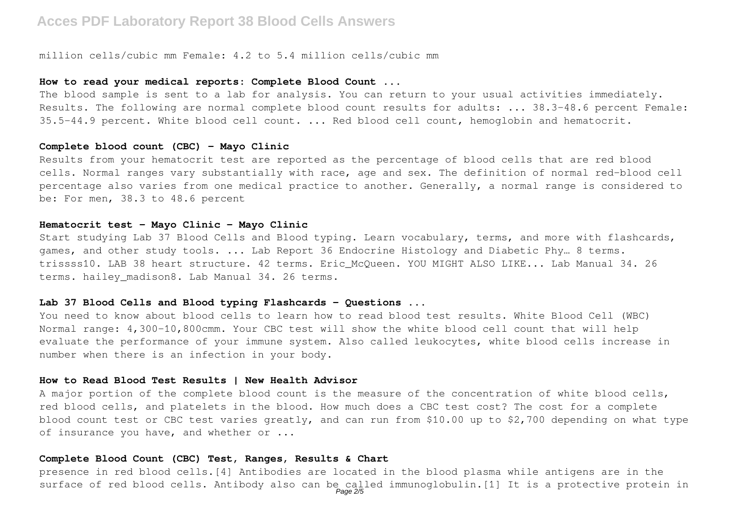million cells/cubic mm Female: 4.2 to 5.4 million cells/cubic mm

### How to read your medical reports: Complete Blood Count ...

The blood sample is sent to a lab for analysis. You can return to your usual activities immediately. Results. The following are normal complete blood count results for adults: ... 38.3-48.6 percent Female: 35.5-44.9 percent. White blood cell count. ... Red blood cell count, hemoglobin and hematocrit.

### Complete blood count (CBC) - Mayo Clinic

Results from your hematocrit test are reported as the percentage of blood cells that are red blood cells. Normal ranges vary substantially with race, age and sex. The definition of normal red-blood cell percentage also varies from one medical practice to another. Generally, a normal range is considered to be: For men, 38.3 to 48.6 percent

### Hematocrit test - Mayo Clinic - Mayo Clinic

Start studying Lab 37 Blood Cells and Blood typing. Learn vocabulary, terms, and more with flashcards, games, and other study tools. ... Lab Report 36 Endocrine Histology and Diabetic Phy… 8 terms. trissss10. LAB 38 heart structure. 42 terms. Eric_McQueen. YOU MIGHT ALSO LIKE... Lab Manual 34. 26 terms. hailey_madison8. Lab Manual 34. 26 terms.

### Lab 37 Blood Cells and Blood typing Flashcards - Questions ...

You need to know about blood cells to learn how to read blood test results. White Blood Cell (WBC) Normal range: 4,300-10,800cmm. Your CBC test will show the white blood cell count that will help evaluate the performance of your immune system. Also called leukocytes, white blood cells increase in number when there is an infection in your body.

### How to Read Blood Test Results | New Health Advisor

A major portion of the complete blood count is the measure of the concentration of white blood cells, red blood cells, and platelets in the blood. How much does a CBC test cost? The cost for a complete blood count test or CBC test varies greatly, and can run from $10.00 up to $2,700 depending on what type of insurance you have, and whether or ...

### Complete Blood Count (CBC) Test, Ranges, Results & Chart

presence in red blood cells.[4] Antibodies are located in the blood plasma while antigens are in the surface of red blood cells. Antibody also can be called immunoglobulin.[1] It is a protective protein in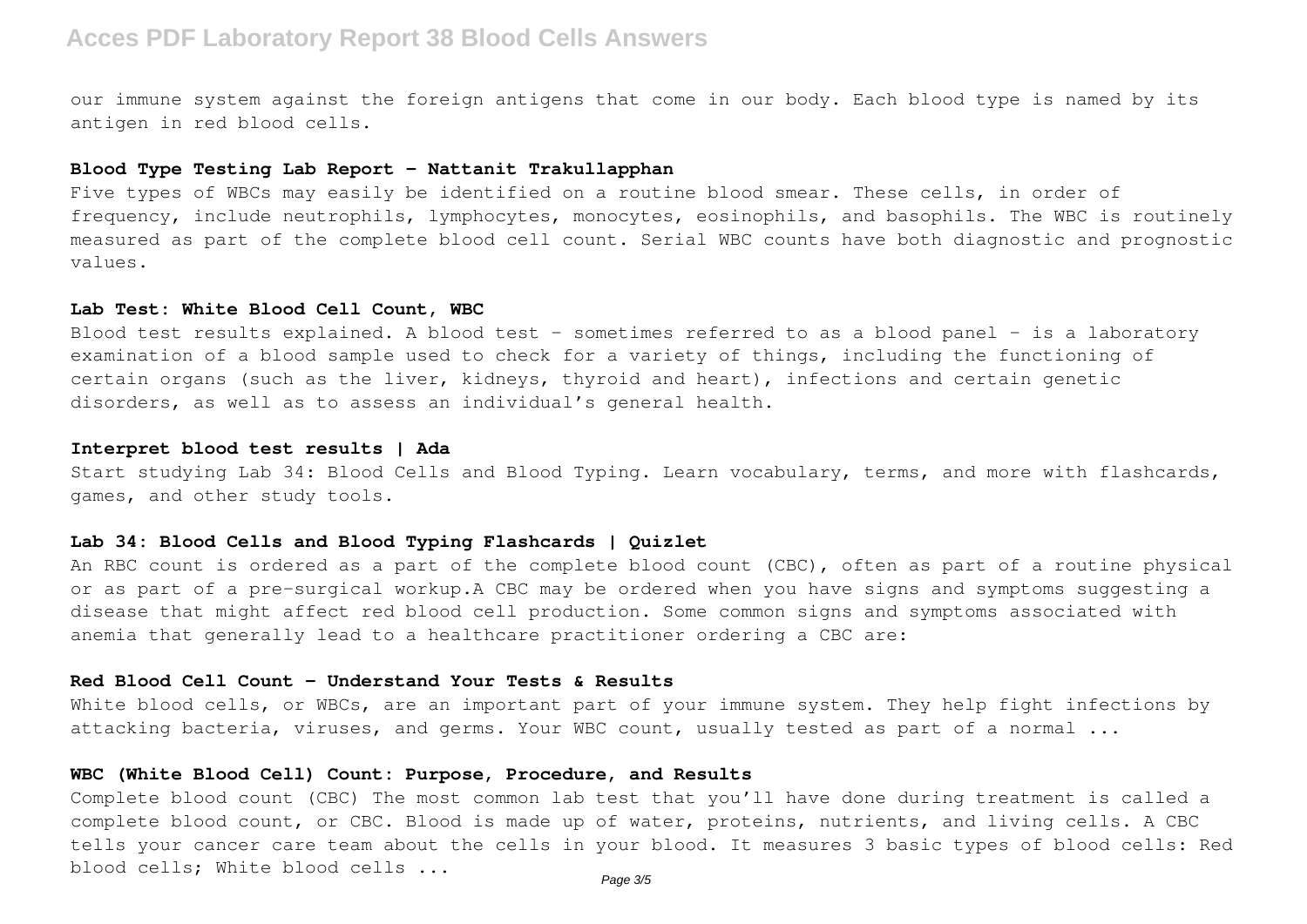our immune system against the foreign antigens that come in our body. Each blood type is named by its antigen in red blood cells.

### Blood Type Testing Lab Report - Nattanit Trakullapphan

Five types of WBCs may easily be identified on a routine blood smear. These cells, in order of frequency, include neutrophils, lymphocytes, monocytes, eosinophils, and basophils. The WBC is routinely measured as part of the complete blood cell count. Serial WBC counts have both diagnostic and prognostic values.

### Lab Test: White Blood Cell Count, WBC

Blood test results explained. A blood test – sometimes referred to as a blood panel – is a laboratory examination of a blood sample used to check for a variety of things, including the functioning of certain organs (such as the liver, kidneys, thyroid and heart), infections and certain genetic disorders, as well as to assess an individual's general health.

### Interpret blood test results | Ada

Start studying Lab 34: Blood Cells and Blood Typing. Learn vocabulary, terms, and more with flashcards, games, and other study tools.

### Lab 34: Blood Cells and Blood Typing Flashcards | Quizlet

An RBC count is ordered as a part of the complete blood count (CBC), often as part of a routine physical or as part of a pre-surgical workup.A CBC may be ordered when you have signs and symptoms suggesting a disease that might affect red blood cell production. Some common signs and symptoms associated with anemia that generally lead to a healthcare practitioner ordering a CBC are:

### Red Blood Cell Count - Understand Your Tests & Results

White blood cells, or WBCs, are an important part of your immune system. They help fight infections by attacking bacteria, viruses, and germs. Your WBC count, usually tested as part of a normal ...

### WBC (White Blood Cell) Count: Purpose, Procedure, and Results

Complete blood count (CBC) The most common lab test that you'll have done during treatment is called a complete blood count, or CBC. Blood is made up of water, proteins, nutrients, and living cells. A CBC tells your cancer care team about the cells in your blood. It measures 3 basic types of blood cells: Red blood cells; White blood cells ...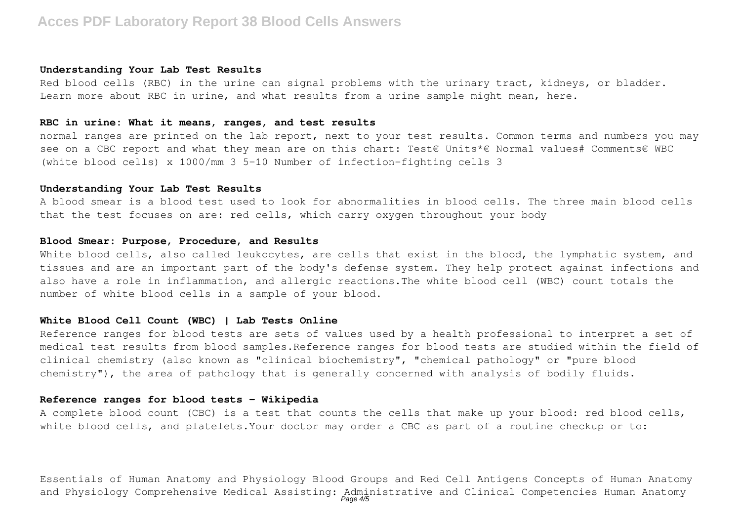**Understanding Your Lab Test Results**

Red blood cells (RBC) in the urine can signal problems with the urinary tract, kidneys, or bladder. Learn more about RBC in urine, and what results from a urine sample might mean, here.

**RBC in urine: What it means, ranges, and test results**

normal ranges are printed on the lab report, next to your test results. Common terms and numbers you may see on a CBC report and what they mean are on this chart: Test€ Units*€ Normal values# Comments€ WBC (white blood cells) x 1000/mm 3 5-10 Number of infection-fighting cells 3

**Understanding Your Lab Test Results**

A blood smear is a blood test used to look for abnormalities in blood cells. The three main blood cells that the test focuses on are: red cells, which carry oxygen throughout your body

**Blood Smear: Purpose, Procedure, and Results**

White blood cells, also called leukocytes, are cells that exist in the blood, the lymphatic system, and tissues and are an important part of the body's defense system. They help protect against infections and also have a role in inflammation, and allergic reactions.The white blood cell (WBC) count totals the number of white blood cells in a sample of your blood.

**White Blood Cell Count (WBC) | Lab Tests Online**

Reference ranges for blood tests are sets of values used by a health professional to interpret a set of medical test results from blood samples.Reference ranges for blood tests are studied within the field of clinical chemistry (also known as "clinical biochemistry", "chemical pathology" or "pure blood chemistry"), the area of pathology that is generally concerned with analysis of bodily fluids.

**Reference ranges for blood tests - Wikipedia**

A complete blood count (CBC) is a test that counts the cells that make up your blood: red blood cells, white blood cells, and platelets.Your doctor may order a CBC as part of a routine checkup or to:

Essentials of Human Anatomy and Physiology Blood Groups and Red Cell Antigens Concepts of Human Anatomy and Physiology Comprehensive Medical Assisting: Administrative and Clinical Competencies Human Anatomy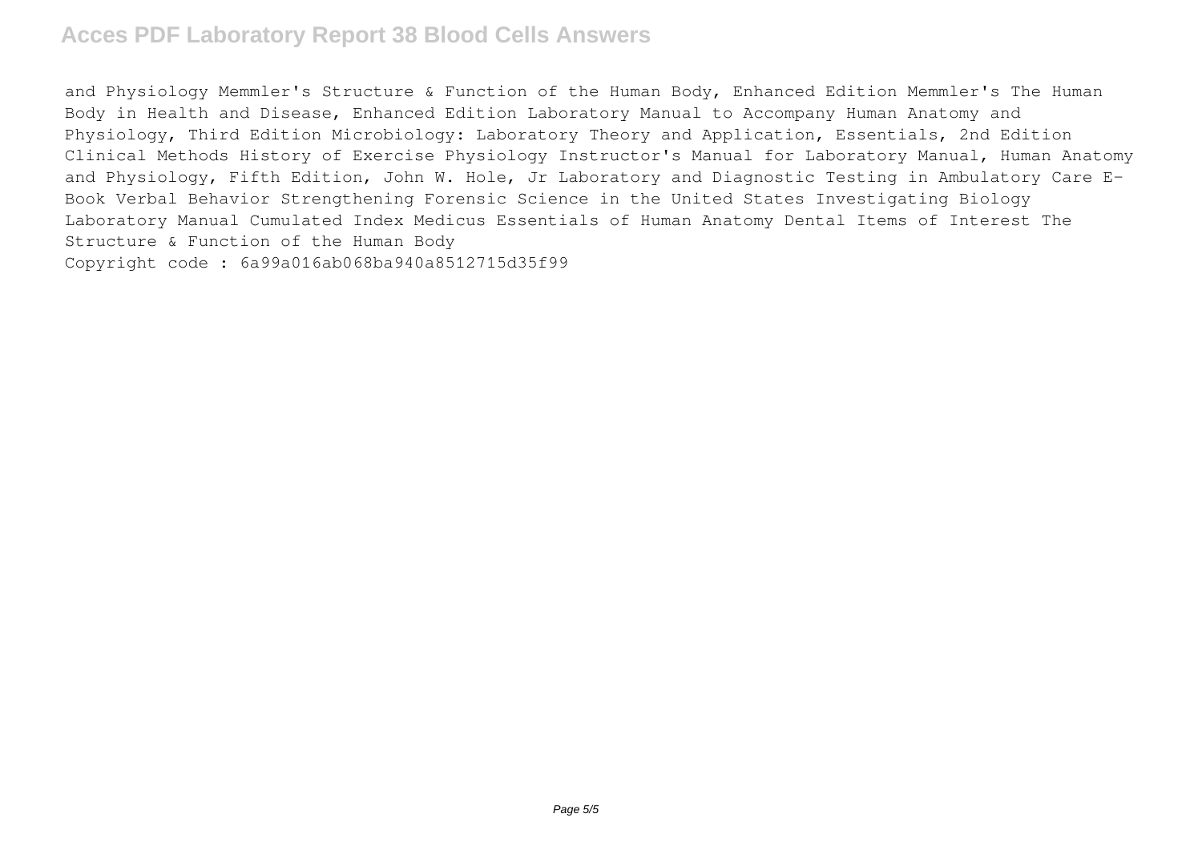and Physiology Memmler's Structure & Function of the Human Body, Enhanced Edition Memmler's The Human Body in Health and Disease, Enhanced Edition Laboratory Manual to Accompany Human Anatomy and Physiology, Third Edition Microbiology: Laboratory Theory and Application, Essentials, 2nd Edition Clinical Methods History of Exercise Physiology Instructor's Manual for Laboratory Manual, Human Anatomy and Physiology, Fifth Edition, John W. Hole, Jr Laboratory and Diagnostic Testing in Ambulatory Care E-Book Verbal Behavior Strengthening Forensic Science in the United States Investigating Biology Laboratory Manual Cumulated Index Medicus Essentials of Human Anatomy Dental Items of Interest The Structure & Function of the Human Body

Copyright code : 6a99a016ab068ba940a8512715d35f99